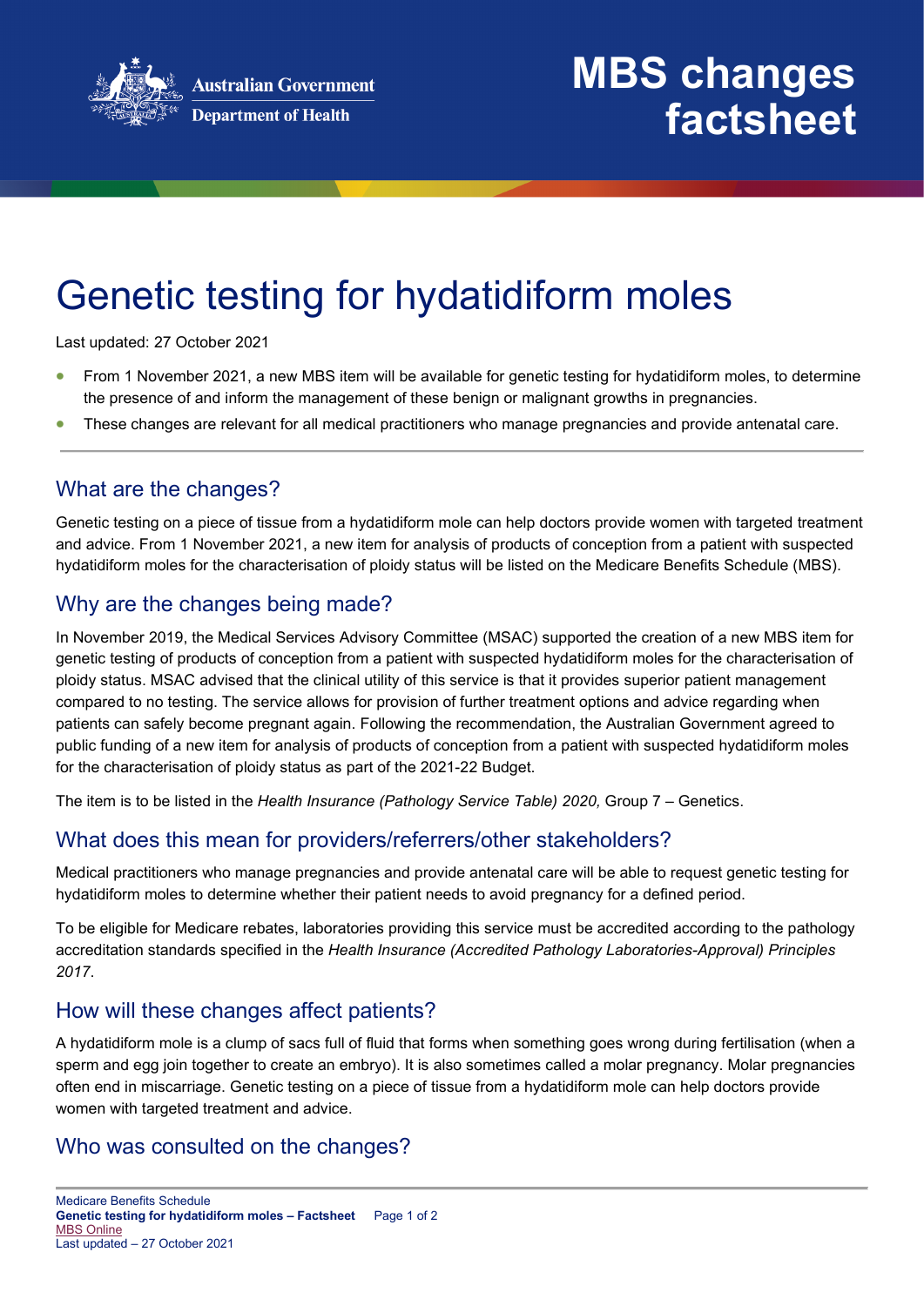Australian Government
Department of Health

# MBS changes factsheet

# Genetic testing for hydatidiform moles

Last updated: 27 October 2021

- From 1 November 2021, a new MBS item will be available for genetic testing for hydatidiform moles, to determine the presence of and inform the management of these benign or malignant growths in pregnancies.
- These changes are relevant for all medical practitioners who manage pregnancies and provide antenatal care.

## What are the changes?

Genetic testing on a piece of tissue from a hydatidiform mole can help doctors provide women with targeted treatment and advice. From 1 November 2021, a new item for analysis of products of conception from a patient with suspected hydatidiform moles for the characterisation of ploidy status will be listed on the Medicare Benefits Schedule (MBS).

## Why are the changes being made?

In November 2019, the Medical Services Advisory Committee (MSAC) supported the creation of a new MBS item for genetic testing of products of conception from a patient with suspected hydatidiform moles for the characterisation of ploidy status. MSAC advised that the clinical utility of this service is that it provides superior patient management compared to no testing. The service allows for provision of further treatment options and advice regarding when patients can safely become pregnant again. Following the recommendation, the Australian Government agreed to public funding of a new item for analysis of products of conception from a patient with suspected hydatidiform moles for the characterisation of ploidy status as part of the 2021-22 Budget.

The item is to be listed in the *Health Insurance (Pathology Service Table) 2020,* Group 7 – Genetics.

## What does this mean for providers/referrers/other stakeholders?

Medical practitioners who manage pregnancies and provide antenatal care will be able to request genetic testing for hydatidiform moles to determine whether their patient needs to avoid pregnancy for a defined period.

To be eligible for Medicare rebates, laboratories providing this service must be accredited according to the pathology accreditation standards specified in the *Health Insurance (Accredited Pathology Laboratories-Approval) Principles 2017*.

## How will these changes affect patients?

A hydatidiform mole is a clump of sacs full of fluid that forms when something goes wrong during fertilisation (when a sperm and egg join together to create an embryo). It is also sometimes called a molar pregnancy. Molar pregnancies often end in miscarriage. Genetic testing on a piece of tissue from a hydatidiform mole can help doctors provide women with targeted treatment and advice.

## Who was consulted on the changes?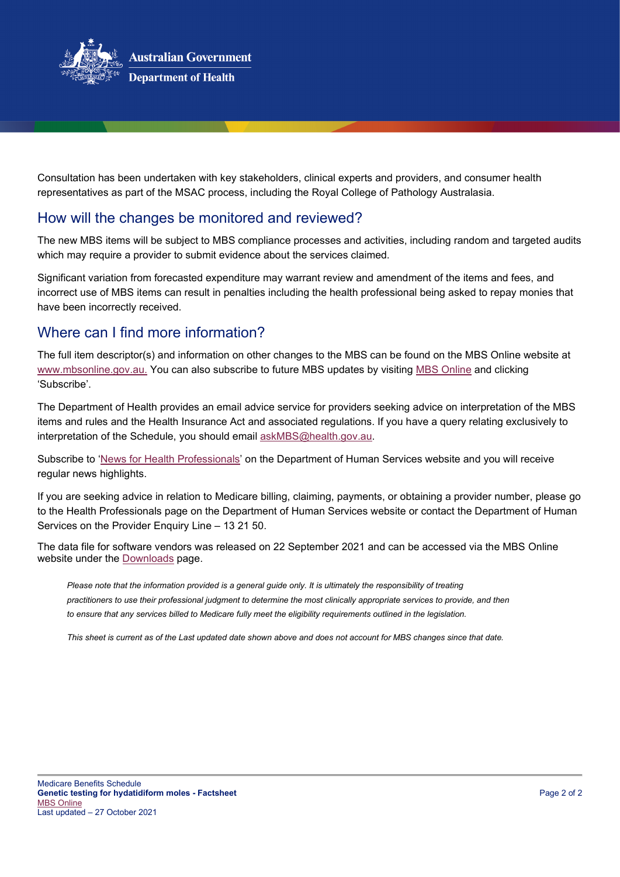Consultation has been undertaken with key stakeholders, clinical experts and providers, and consumer health representatives as part of the MSAC process, including the Royal College of Pathology Australasia.

## How will the changes be monitored and reviewed?

The new MBS items will be subject to MBS compliance processes and activities, including random and targeted audits which may require a provider to submit evidence about the services claimed.

Significant variation from forecasted expenditure may warrant review and amendment of the items and fees, and incorrect use of MBS items can result in penalties including the health professional being asked to repay monies that have been incorrectly received.

## Where can I find more information?

The full item descriptor(s) and information on other changes to the MBS can be found on the MBS Online website at www.mbsonline.gov.au. You can also subscribe to future MBS updates by visiting MBS Online and clicking 'Subscribe'.

The Department of Health provides an email advice service for providers seeking advice on interpretation of the MBS items and rules and the Health Insurance Act and associated regulations. If you have a query relating exclusively to interpretation of the Schedule, you should email askMBS@health.gov.au.

Subscribe to 'News for Health Professionals' on the Department of Human Services website and you will receive regular news highlights.

If you are seeking advice in relation to Medicare billing, claiming, payments, or obtaining a provider number, please go to the Health Professionals page on the Department of Human Services website or contact the Department of Human Services on the Provider Enquiry Line – 13 21 50.

The data file for software vendors was released on 22 September 2021 and can be accessed via the MBS Online website under the Downloads page.

*Please note that the information provided is a general guide only. It is ultimately the responsibility of treating practitioners to use their professional judgment to determine the most clinically appropriate services to provide, and then to ensure that any services billed to Medicare fully meet the eligibility requirements outlined in the legislation.*

*This sheet is current as of the Last updated date shown above and does not account for MBS changes since that date.*